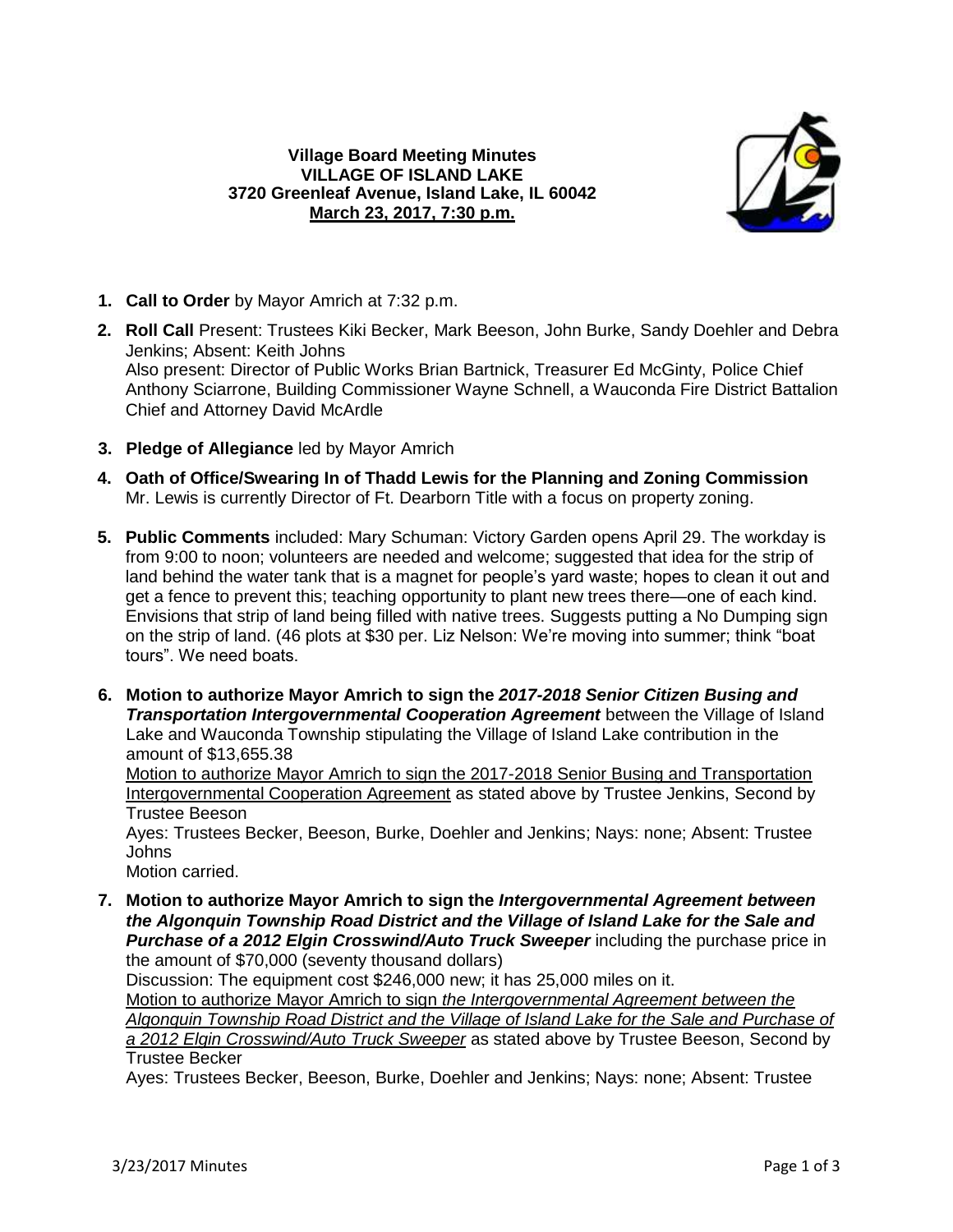**Village Board Meeting Minutes**
**VILLAGE OF ISLAND LAKE**
**3720 Greenleaf Avenue, Island Lake, IL 60042**
**March 23, 2017, 7:30 p.m.**

1. **Call to Order** by Mayor Amrich at 7:32 p.m.
2. **Roll Call** Present: Trustees Kiki Becker, Mark Beeson, John Burke, Sandy Doehler and Debra Jenkins; Absent: Keith Johns
   Also present: Director of Public Works Brian Bartnick, Treasurer Ed McGinty, Police Chief Anthony Sciarrone, Building Commissioner Wayne Schnell, a Wauconda Fire District Battalion Chief and Attorney David McArdle
3. **Pledge of Allegiance** led by Mayor Amrich
4. **Oath of Office/Swearing In of Thadd Lewis for the Planning and Zoning Commission**
   Mr. Lewis is currently Director of Ft. Dearborn Title with a focus on property zoning.
5. **Public Comments** included: Mary Schuman: Victory Garden opens April 29. The workday is from 9:00 to noon; volunteers are needed and welcome; suggested that idea for the strip of land behind the water tank that is a magnet for people's yard waste; hopes to clean it out and get a fence to prevent this; teaching opportunity to plant new trees there—one of each kind. Envisions that strip of land being filled with native trees. Suggests putting a No Dumping sign on the strip of land. (46 plots at $30 per. Liz Nelson: We're moving into summer; think "boat tours". We need boats.
6. **Motion to authorize Mayor Amrich to sign the *2017-2018 Senior Citizen Busing and Transportation Intergovernmental Cooperation Agreement*** between the Village of Island Lake and Wauconda Township stipulating the Village of Island Lake contribution in the amount of $13,655.38
   <u>Motion to authorize Mayor Amrich to sign the 2017-2018 Senior Busing and Transportation Intergovernmental Cooperation Agreement</u> as stated above by Trustee Jenkins, Second by Trustee Beeson
   Ayes: Trustees Becker, Beeson, Burke, Doehler and Jenkins; Nays: none; Absent: Trustee Johns
   Motion carried.
7. **Motion to authorize Mayor Amrich to sign the *Intergovernmental Agreement between the Algonquin Township Road District and the Village of Island Lake for the Sale and Purchase of a 2012 Elgin Crosswind/Auto Truck Sweeper*** including the purchase price in the amount of $70,000 (seventy thousand dollars)
   Discussion: The equipment cost $246,000 new; it has 25,000 miles on it.
   <u>Motion to authorize Mayor Amrich to sign *the Intergovernmental Agreement between the Algonquin Township Road District and the Village of Island Lake for the Sale and Purchase of a 2012 Elgin Crosswind/Auto Truck Sweeper*</u> as stated above by Trustee Beeson, Second by Trustee Becker
   Ayes: Trustees Becker, Beeson, Burke, Doehler and Jenkins; Nays: none; Absent: Trustee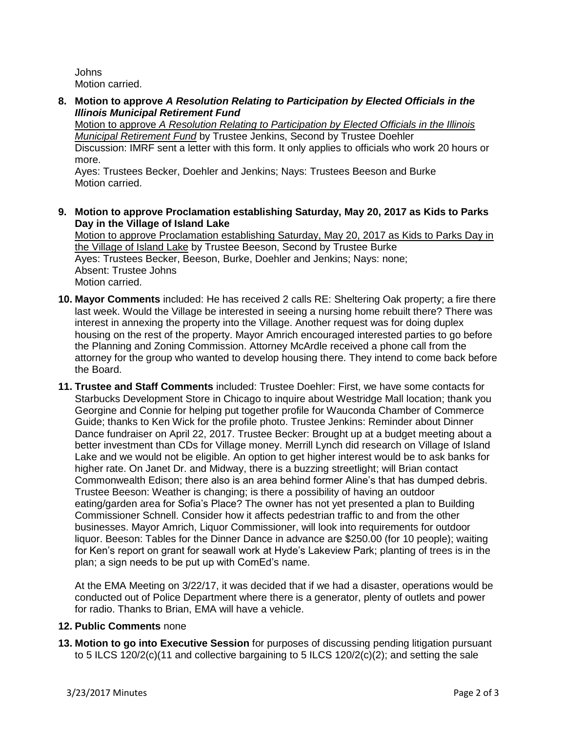Johns
Motion carried.

**8. Motion to approve *A Resolution Relating to Participation by Elected Officials in the Illinois Municipal Retirement Fund***
Motion to approve *A Resolution Relating to Participation by Elected Officials in the Illinois Municipal Retirement Fund* by Trustee Jenkins, Second by Trustee Doehler
Discussion: IMRF sent a letter with this form. It only applies to officials who work 20 hours or more.
Ayes: Trustees Becker, Doehler and Jenkins; Nays: Trustees Beeson and Burke
Motion carried.

**9. Motion to approve Proclamation establishing Saturday, May 20, 2017 as Kids to Parks Day in the Village of Island Lake**
Motion to approve Proclamation establishing Saturday, May 20, 2017 as Kids to Parks Day in the Village of Island Lake by Trustee Beeson, Second by Trustee Burke
Ayes: Trustees Becker, Beeson, Burke, Doehler and Jenkins; Nays: none;
Absent: Trustee Johns
Motion carried.

**10. Mayor Comments** included: He has received 2 calls RE: Sheltering Oak property; a fire there last week. Would the Village be interested in seeing a nursing home rebuilt there? There was interest in annexing the property into the Village. Another request was for doing duplex housing on the rest of the property. Mayor Amrich encouraged interested parties to go before the Planning and Zoning Commission. Attorney McArdle received a phone call from the attorney for the group who wanted to develop housing there. They intend to come back before the Board.

**11. Trustee and Staff Comments** included: Trustee Doehler: First, we have some contacts for Starbucks Development Store in Chicago to inquire about Westridge Mall location; thank you Georgine and Connie for helping put together profile for Wauconda Chamber of Commerce Guide; thanks to Ken Wick for the profile photo. Trustee Jenkins: Reminder about Dinner Dance fundraiser on April 22, 2017. Trustee Becker: Brought up at a budget meeting about a better investment than CDs for Village money. Merrill Lynch did research on Village of Island Lake and we would not be eligible. An option to get higher interest would be to ask banks for higher rate. On Janet Dr. and Midway, there is a buzzing streetlight; will Brian contact Commonwealth Edison; there also is an area behind former Aline's that has dumped debris. Trustee Beeson: Weather is changing; is there a possibility of having an outdoor eating/garden area for Sofia's Place? The owner has not yet presented a plan to Building Commissioner Schnell. Consider how it affects pedestrian traffic to and from the other businesses. Mayor Amrich, Liquor Commissioner, will look into requirements for outdoor liquor. Beeson: Tables for the Dinner Dance in advance are $250.00 (for 10 people); waiting for Ken's report on grant for seawall work at Hyde's Lakeview Park; planting of trees is in the plan; a sign needs to be put up with ComEd's name.

At the EMA Meeting on 3/22/17, it was decided that if we had a disaster, operations would be conducted out of Police Department where there is a generator, plenty of outlets and power for radio. Thanks to Brian, EMA will have a vehicle.

**12. Public Comments** none

**13. Motion to go into Executive Session** for purposes of discussing pending litigation pursuant to 5 ILCS 120/2(c)(11 and collective bargaining to 5 ILCS 120/2(c)(2); and setting the sale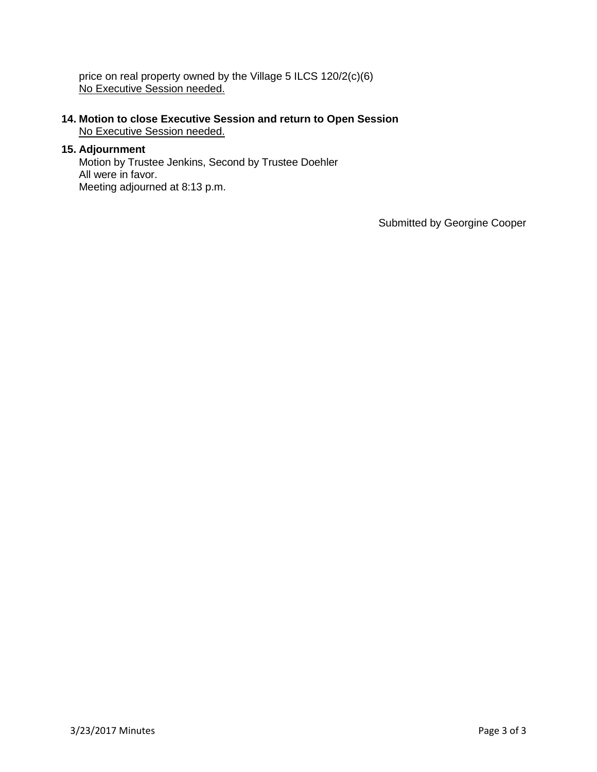price on real property owned by the Village 5 ILCS 120/2(c)(6)
No Executive Session needed.

**14. Motion to close Executive Session and return to Open Session**
No Executive Session needed.

**15. Adjournment**
Motion by Trustee Jenkins, Second by Trustee Doehler
All were in favor.
Meeting adjourned at 8:13 p.m.

Submitted by Georgine Cooper